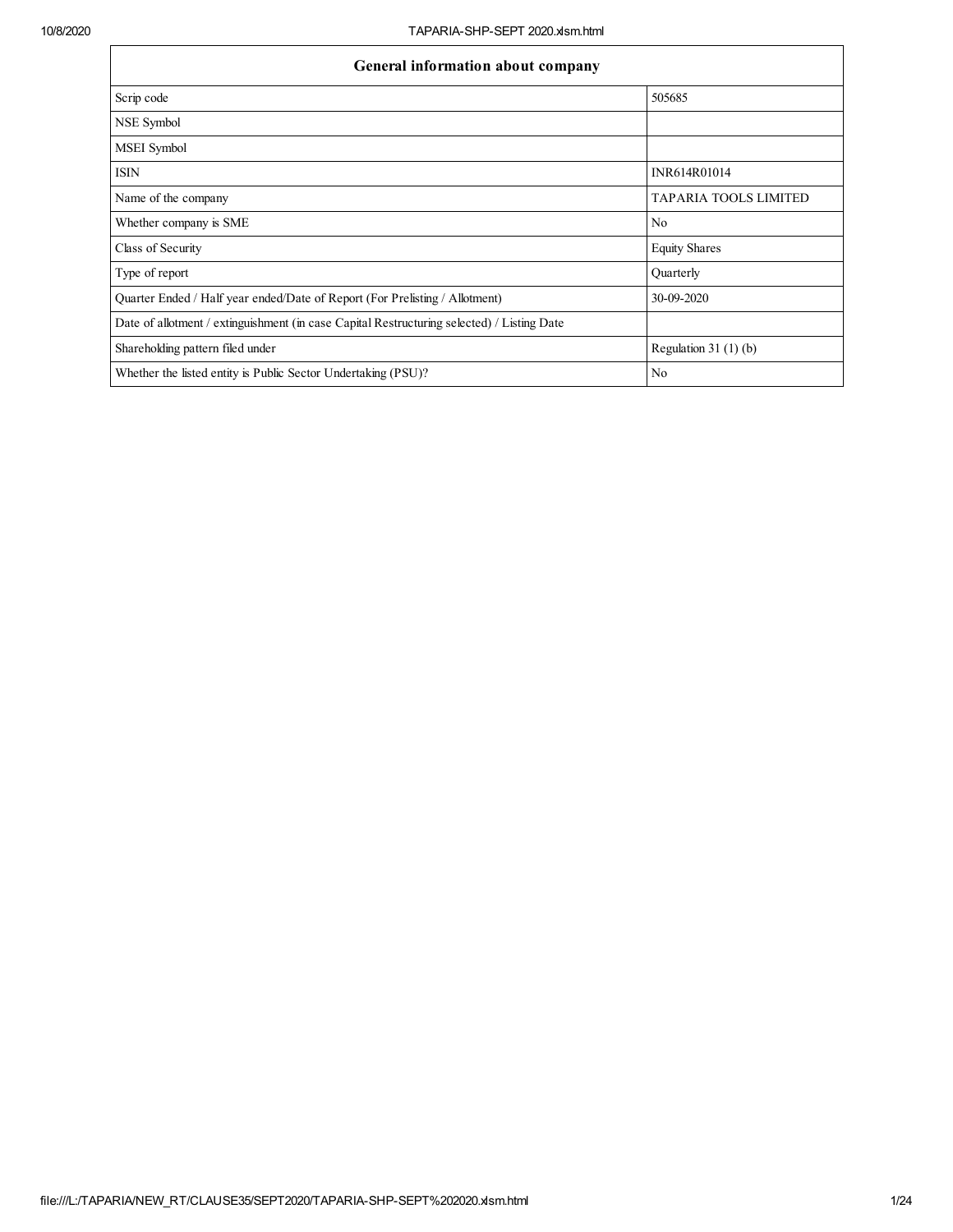| General information about company | |
|---|---|
| Scrip code | 505685 |
| NSE Symbol | |
| MSEI Symbol | |
| ISIN | INR614R01014 |
| Name of the company | TAPARIA TOOLS LIMITED |
| Whether company is SME | No |
| Class of Security | Equity Shares |
| Type of report | Quarterly |
| Quarter Ended / Half year ended/Date of Report (For Prelisting / Allotment) | 30-09-2020 |
| Date of allotment / extinguishment (in case Capital Restructuring selected) / Listing Date | |
| Shareholding pattern filed under | Regulation 31 (1) (b) |
| Whether the listed entity is Public Sector Undertaking (PSU)? | No |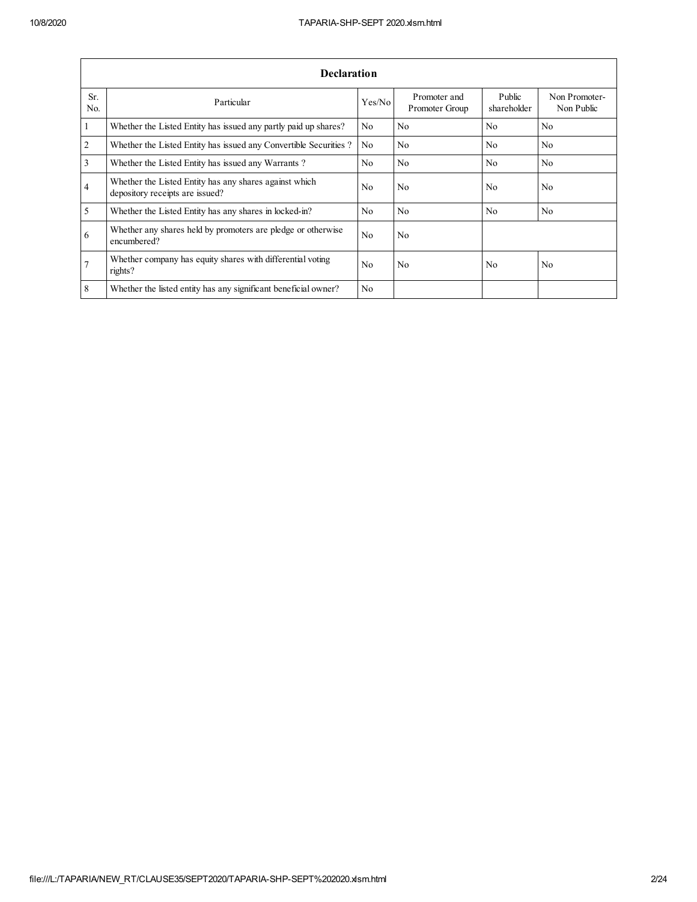| Declaration | | | | | |
|---|---|---|---|---|---|
| Sr. No. | Particular | Yes/No | Promoter and Promoter Group | Public shareholder | Non Promoter-Non Public |
| 1 | Whether the Listed Entity has issued any partly paid up shares? | No | No | No | No |
| 2 | Whether the Listed Entity has issued any Convertible Securities ? | No | No | No | No |
| 3 | Whether the Listed Entity has issued any Warrants ? | No | No | No | No |
| 4 | Whether the Listed Entity has any shares against which depository receipts are issued? | No | No | No | No |
| 5 | Whether the Listed Entity has any shares in locked-in? | No | No | No | No |
| 6 | Whether any shares held by promoters are pledge or otherwise encumbered? | No | No | | |
| 7 | Whether company has equity shares with differential voting rights? | No | No | No | No |
| 8 | Whether the listed entity has any significant beneficial owner? | No | | | |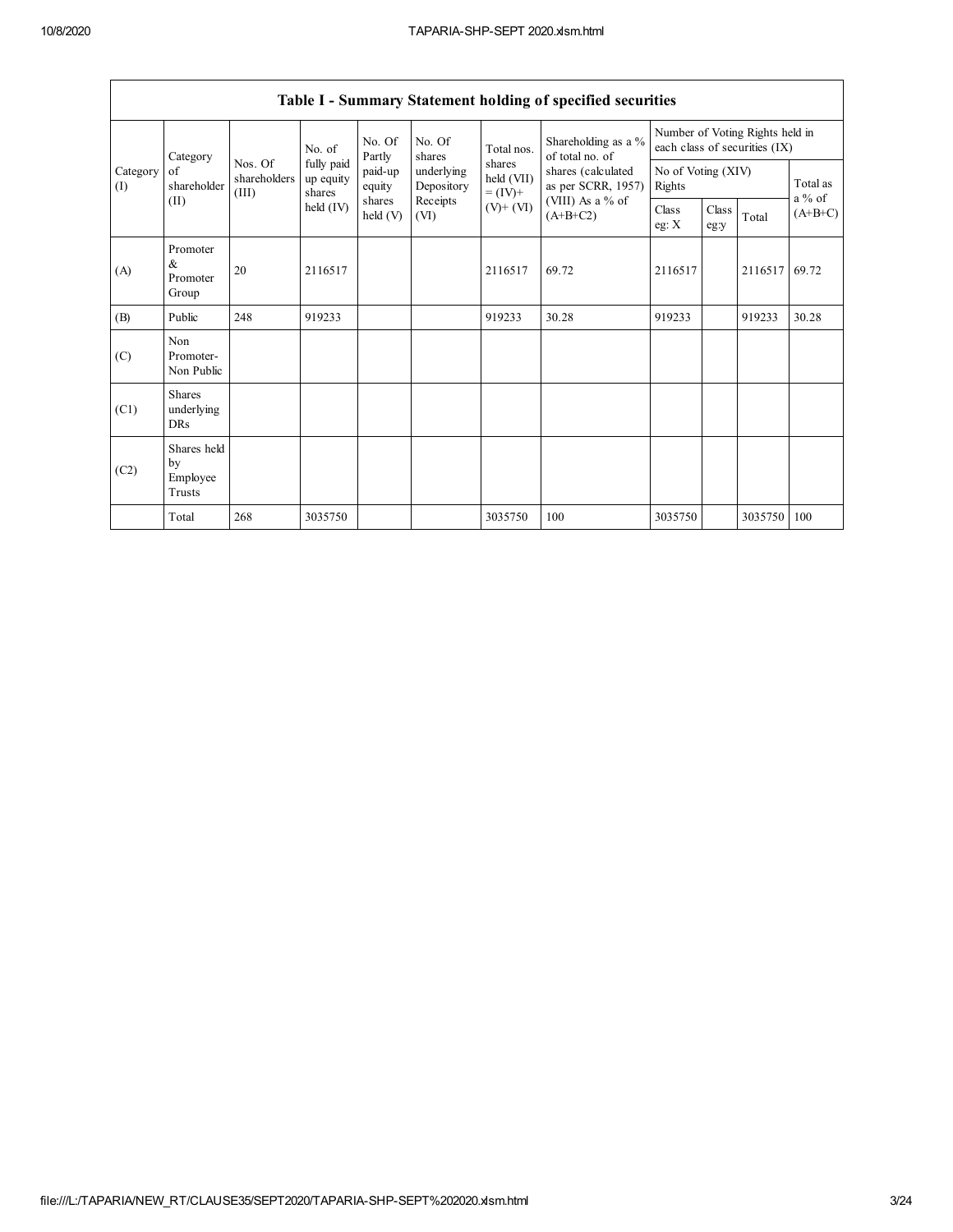## Table I - Summary Statement holding of specified securities

| Category (I) | Category of shareholder (II) | Nos. Of shareholders (III) | No. of fully paid up equity shares held (IV) | No. Of Partly paid-up equity shares held (V) | No. Of shares underlying Depository Receipts (VI) | Total nos. shares held (VII) = (IV)+ (V)+ (VI) | Shareholding as a % of total no. of shares (calculated as per SCRR, 1957) (VIII) As a % of (A+B+C2) | Number of Voting Rights held in each class of securities (IX) | | | |
|---|---|---|---|---|---|---|---|---|---|---|---|
| | | | | | | | | No of Voting (XIV) Rights | | | Total as a % of (A+B+C) |
| | | | | | | | | Class eg: X | Class eg:y | Total | |
| (A) | Promoter & Promoter Group | 20 | 2116517 | | | 2116517 | 69.72 | 2116517 | | 2116517 | 69.72 |
| (B) | Public | 248 | 919233 | | | 919233 | 30.28 | 919233 | | 919233 | 30.28 |
| (C) | Non Promoter- Non Public | | | | | | | | | | |
| (C1) | Shares underlying DRs | | | | | | | | | | |
| (C2) | Shares held by Employee Trusts | | | | | | | | | | |
| | Total | 268 | 3035750 | | | 3035750 | 100 | 3035750 | | 3035750 | 100 |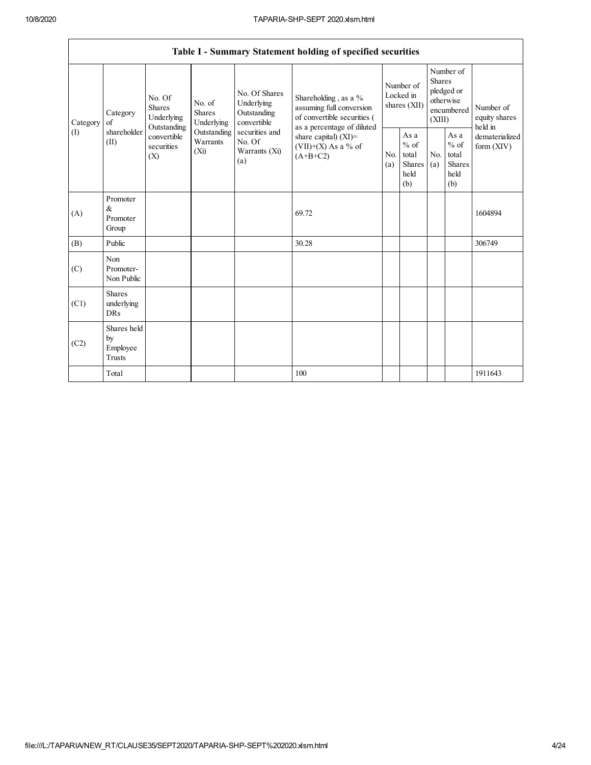## Table I - Summary Statement holding of specified securities

| Category (I) | Category of shareholder (II) | No. Of Shares Underlying Outstanding convertible securities (X) | No. of Shares Underlying Outstanding Warrants (Xi) | No. Of Shares Underlying Outstanding convertible securities and No. Of Warrants (Xi) (a) | Shareholding , as a % assuming full conversion of convertible securities ( as a percentage of diluted share capital) (XI)= (VII)+(X) As a % of (A+B+C2) | Number of Locked in shares (XII) | | Number of Shares pledged or otherwise encumbered (XIII) | | Number of equity shares held in dematerialized form (XIV) |
|---|---|---|---|---|---|---|---|---|---|---|
| | | | | | | No. (a) | As a % of total Shares held (b) | No. (a) | As a % of total Shares held (b) | |
| (A) | Promoter & Promoter Group | | | | 69.72 | | | | | 1604894 |
| (B) | Public | | | | 30.28 | | | | | 306749 |
| (C) | Non Promoter- Non Public | | | | | | | | | |
| (C1) | Shares underlying DRs | | | | | | | | | |
| (C2) | Shares held by Employee Trusts | | | | | | | | | |
| | Total | | | | 100 | | | | | 1911643 |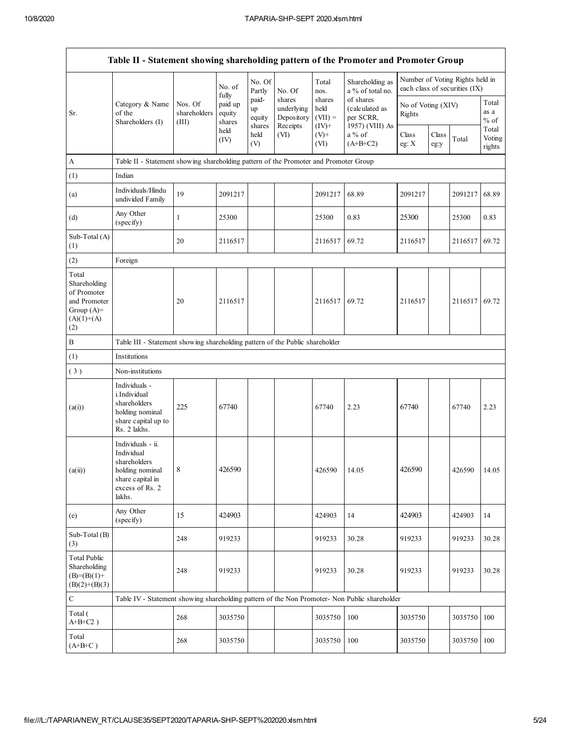| Table II - Statement showing shareholding pattern of the Promoter and Promoter Group | | | | | | | | | | | | |
|---|---|---|---|---|---|---|---|---|---|---|---|---|
| Sr. | Category & Name of the Shareholders (I) | Nos. Of shareholders (III) | No. of fully paid up equity shares held (IV) | No. Of Partly paid-up equity shares held (V) | No. Of shares underlying Depository Receipts (VI) | Total nos. shares held (VII) = (IV)+ (V)+ (VI) | Shareholding as a % of total no. of shares (calculated as per SCRR, 1957) (VIII) As a % of (A+B+C2) | Number of Voting Rights held in each class of securities (IX) | | | |
| | | | | | | | | No of Voting (XIV) Rights | | | Total as a % of Total Voting rights |
| | | | | | | | | Class eg: X | Class eg:y | Total | |
| A | Table II - Statement showing shareholding pattern of the Promoter and Promoter Group | | | | | | | | | | |
| (1) | Indian | | | | | | | | | | |
| (a) | Individuals/Hindu undivided Family | 19 | 2091217 | | | 2091217 | 68.89 | 2091217 | | 2091217 | 68.89 |
| (d) | Any Other (specify) | 1 | 25300 | | | 25300 | 0.83 | 25300 | | 25300 | 0.83 |
| Sub-Total (A) (1) | | 20 | 2116517 | | | 2116517 | 69.72 | 2116517 | | 2116517 | 69.72 |
| (2) | Foreign | | | | | | | | | | |
| Total Shareholding of Promoter and Promoter Group (A)=(A)(1)+(A)(2) | | 20 | 2116517 | | | 2116517 | 69.72 | 2116517 | | 2116517 | 69.72 |
| B | Table III - Statement showing shareholding pattern of the Public shareholder | | | | | | | | | | |
| (1) | Institutions | | | | | | | | | | |
| (3) | Non-institutions | | | | | | | | | | |
| (a(i)) | Individuals - i.Individual shareholders holding nominal share capital up to Rs. 2 lakhs. | 225 | 67740 | | | 67740 | 2.23 | 67740 | | 67740 | 2.23 |
| (a(ii)) | Individuals - ii. Individual shareholders holding nominal share capital in excess of Rs. 2 lakhs. | 8 | 426590 | | | 426590 | 14.05 | 426590 | | 426590 | 14.05 |
| (e) | Any Other (specify) | 15 | 424903 | | | 424903 | 14 | 424903 | | 424903 | 14 |
| Sub-Total (B) (3) | | 248 | 919233 | | | 919233 | 30.28 | 919233 | | 919233 | 30.28 |
| Total Public Shareholding (B)=(B)(1)+(B)(2)+(B)(3) | | 248 | 919233 | | | 919233 | 30.28 | 919233 | | 919233 | 30.28 |
| C | Table IV - Statement showing shareholding pattern of the Non Promoter- Non Public shareholder | | | | | | | | | | |
| Total ( A+B+C2 ) | | 268 | 3035750 | | | 3035750 | 100 | 3035750 | | 3035750 | 100 |
| Total (A+B+C ) | | 268 | 3035750 | | | 3035750 | 100 | 3035750 | | 3035750 | 100 |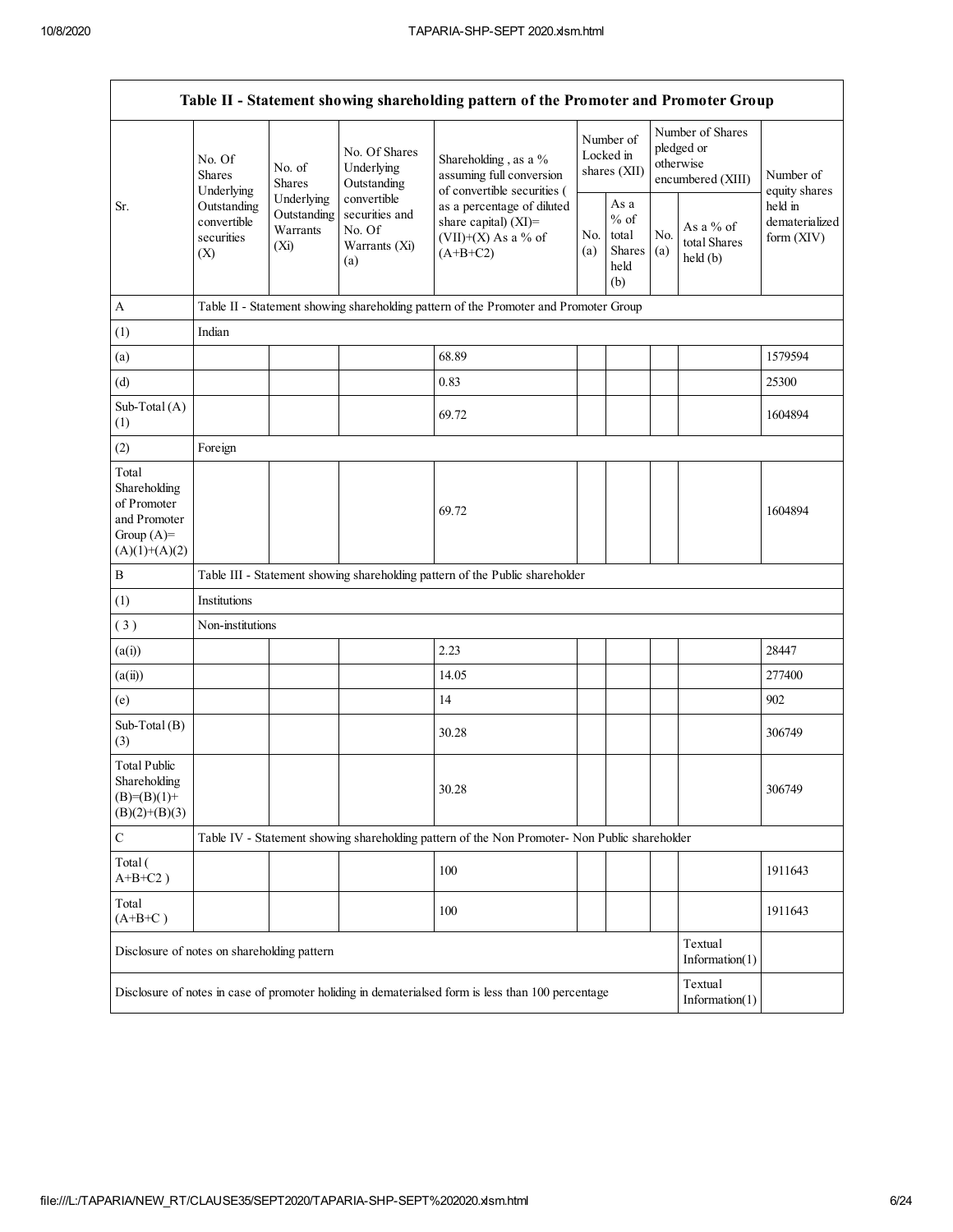| Table II - Statement showing shareholding pattern of the Promoter and Promoter Group | | | | | | | | | |
|---|---|---|---|---|---|---|---|---|---|
| Sr. | No. Of Shares Underlying Outstanding convertible securities (X) | No. of Shares Underlying Outstanding Warrants (Xi) | No. Of Shares Underlying Outstanding convertible securities and No. Of Warrants (Xi) (a) | Shareholding , as a % assuming full conversion of convertible securities ( as a percentage of diluted share capital) (XI)= (VII)+(X) As a % of (A+B+C2) | Number of Locked in shares (XII) | | Number of Shares pledged or otherwise encumbered (XIII) | | Number of equity shares held in dematerialized form (XIV) |
| | | | | | No. (a) | As a % of total Shares held (b) | No. (a) | As a % of total Shares held (b) | |
| A | Table II - Statement showing shareholding pattern of the Promoter and Promoter Group | | | | | | | | |
| (1) | Indian | | | | | | | | |
| (a) | | | | 68.89 | | | | | 1579594 |
| (d) | | | | 0.83 | | | | | 25300 |
| Sub-Total (A) (1) | | | | 69.72 | | | | | 1604894 |
| (2) | Foreign | | | | | | | | |
| Total Shareholding of Promoter and Promoter Group (A)= (A)(1)+(A)(2) | | | | 69.72 | | | | | 1604894 |
| B | Table III - Statement showing shareholding pattern of the Public shareholder | | | | | | | | |
| (1) | Institutions | | | | | | | | |
| ( 3 ) | Non-institutions | | | | | | | | |
| (a(i)) | | | | 2.23 | | | | | 28447 |
| (a(ii)) | | | | 14.05 | | | | | 277400 |
| (e) | | | | 14 | | | | | 902 |
| Sub-Total (B) (3) | | | | 30.28 | | | | | 306749 |
| Total Public Shareholding (B)=(B)(1)+ (B)(2)+(B)(3) | | | | 30.28 | | | | | 306749 |
| C | Table IV - Statement showing shareholding pattern of the Non Promoter- Non Public shareholder | | | | | | | | |
| Total ( A+B+C2 ) | | | | 100 | | | | | 1911643 |
| Total (A+B+C ) | | | | 100 | | | | | 1911643 |
| Disclosure of notes on shareholding pattern | | | | | | | | Textual Information(1) | |
| Disclosure of notes in case of promoter holiding in dematerialsed form is less than 100 percentage | | | | | | | | Textual Information(1) | |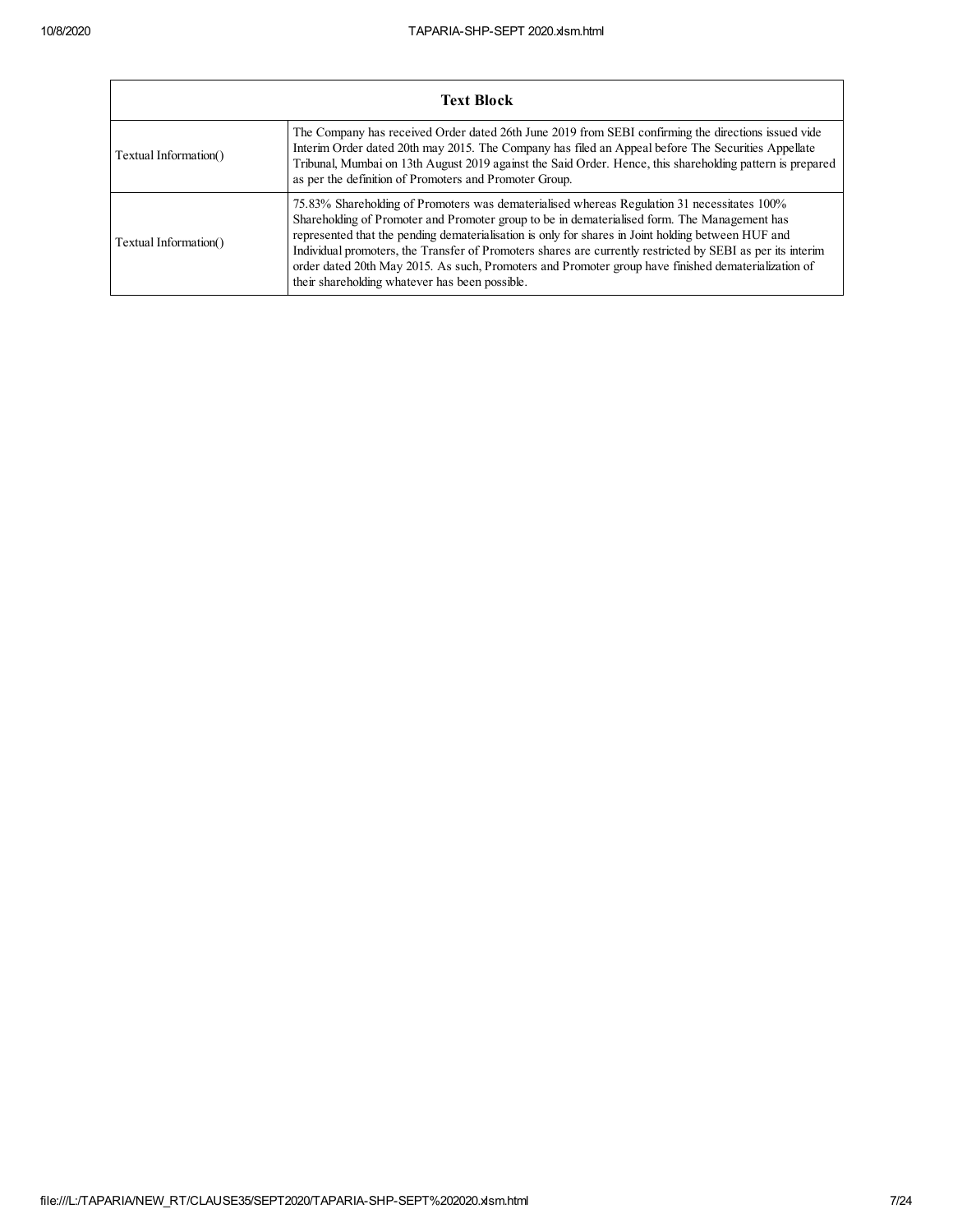| Text Block | |
|---|---|
| Textual Information() | The Company has received Order dated 26th June 2019 from SEBI confirming the directions issued vide Interim Order dated 20th may 2015. The Company has filed an Appeal before The Securities Appellate Tribunal, Mumbai on 13th August 2019 against the Said Order. Hence, this shareholding pattern is prepared as per the definition of Promoters and Promoter Group. |
| Textual Information() | 75.83% Shareholding of Promoters was dematerialised whereas Regulation 31 necessitates 100% Shareholding of Promoter and Promoter group to be in dematerialised form. The Management has represented that the pending dematerialisation is only for shares in Joint holding between HUF and Individual promoters, the Transfer of Promoters shares are currently restricted by SEBI as per its interim order dated 20th May 2015. As such, Promoters and Promoter group have finished dematerialization of their shareholding whatever has been possible. |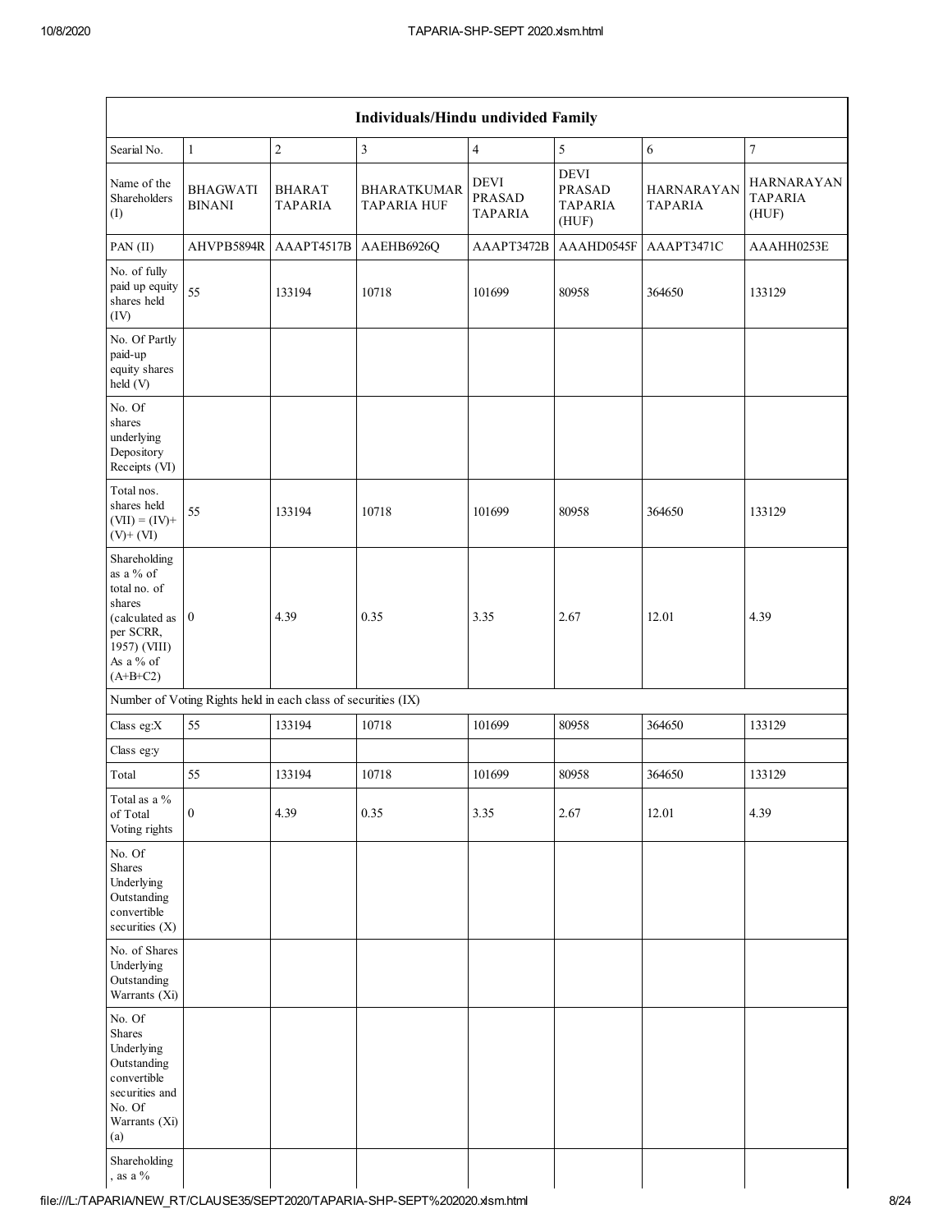| Individuals/Hindu undivided Family | | | | | | | |
|---|---|---|---|---|---|---|---|
| Searial No. | 1 | 2 | 3 | 4 | 5 | 6 | 7 |
| Name of the Shareholders (I) | BHAGWATI BINANI | BHARAT TAPARIA | BHARATKUMAR TAPARIA HUF | DEVI PRASAD TAPARIA | DEVI PRASAD TAPARIA (HUF) | HARNARAYAN TAPARIA | HARNARAYAN TAPARIA (HUF) |
| PAN (II) | AHVPB5894R | AAAPT4517B | AAEHB6926Q | AAAPT3472B | AAAHD0545F | AAAPT3471C | AAAHH0253E |
| No. of fully paid up equity shares held (IV) | 55 | 133194 | 10718 | 101699 | 80958 | 364650 | 133129 |
| No. Of Partly paid-up equity shares held (V) | | | | | | | |
| No. Of shares underlying Depository Receipts (VI) | | | | | | | |
| Total nos. shares held (VII) = (IV)+ (V)+ (VI) | 55 | 133194 | 10718 | 101699 | 80958 | 364650 | 133129 |
| Shareholding as a % of total no. of shares (calculated as per SCRR, 1957) (VIII) As a % of (A+B+C2) | 0 | 4.39 | 0.35 | 3.35 | 2.67 | 12.01 | 4.39 |
| Number of Voting Rights held in each class of securities (IX) | | | | | | | |
| Class eg:X | 55 | 133194 | 10718 | 101699 | 80958 | 364650 | 133129 |
| Class eg:y | | | | | | | |
| Total | 55 | 133194 | 10718 | 101699 | 80958 | 364650 | 133129 |
| Total as a % of Total Voting rights | 0 | 4.39 | 0.35 | 3.35 | 2.67 | 12.01 | 4.39 |
| No. Of Shares Underlying Outstanding convertible securities (X) | | | | | | | |
| No. of Shares Underlying Outstanding Warrants (Xi) | | | | | | | |
| No. Of Shares Underlying Outstanding convertible securities and No. Of Warrants (Xi) (a) | | | | | | | |
| Shareholding , as a % | | | | | | | |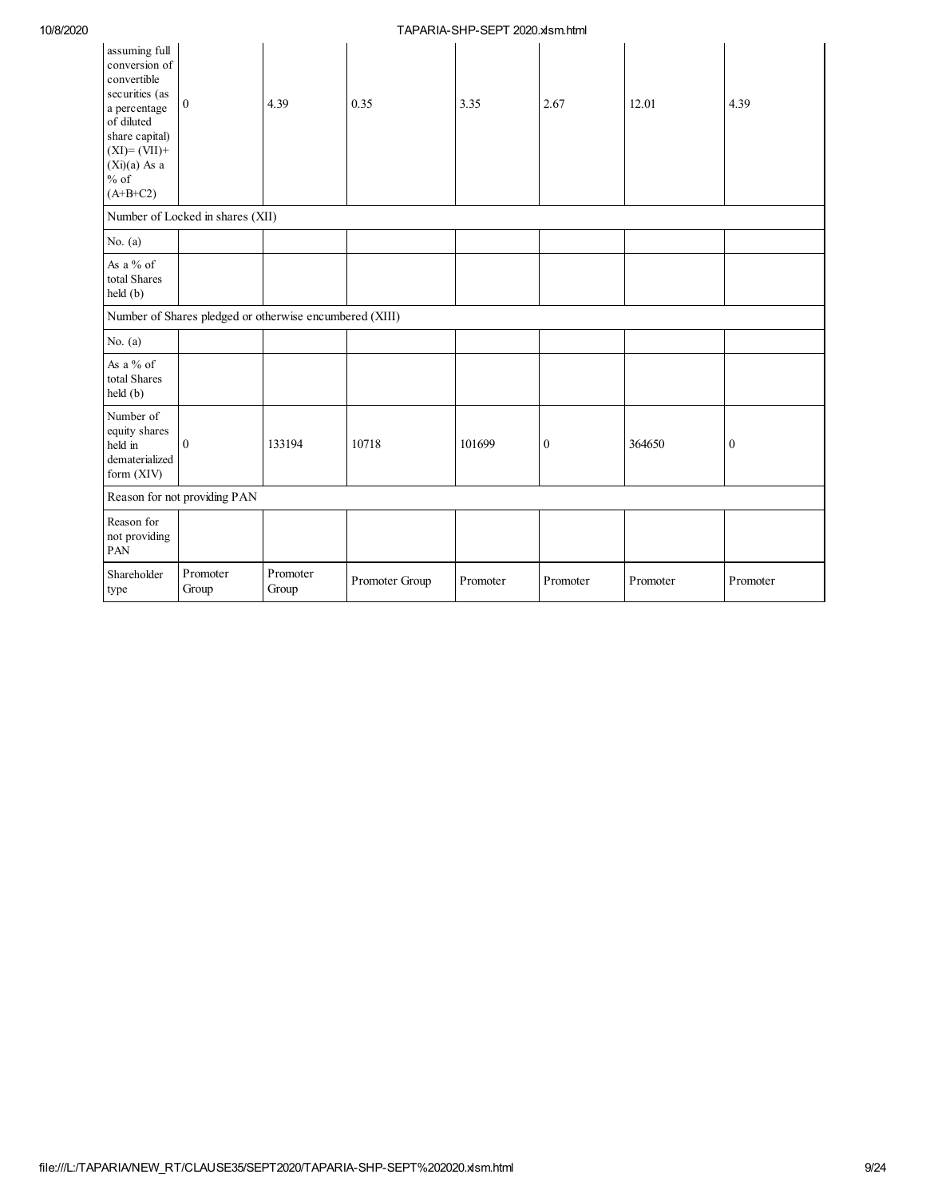| | | | | | | | |
|---|---|---|---|---|---|---|---|
| assuming full conversion of convertible securities (as a percentage of diluted share capital) (XI)= (VII)+ (Xi)(a) As a % of (A+B+C2) | 0 | 4.39 | 0.35 | 3.35 | 2.67 | 12.01 | 4.39 |
| Number of Locked in shares (XII) | | | | | | | |
| No. (a) | | | | | | | |
| As a % of total Shares held (b) | | | | | | | |
| Number of Shares pledged or otherwise encumbered (XIII) | | | | | | | |
| No. (a) | | | | | | | |
| As a % of total Shares held (b) | | | | | | | |
| Number of equity shares held in dematerialized form (XIV) | 0 | 133194 | 10718 | 101699 | 0 | 364650 | 0 |
| Reason for not providing PAN | | | | | | | |
| Reason for not providing PAN | | | | | | | |
| Shareholder type | Promoter Group | Promoter Group | Promoter Group | Promoter | Promoter | Promoter | Promoter |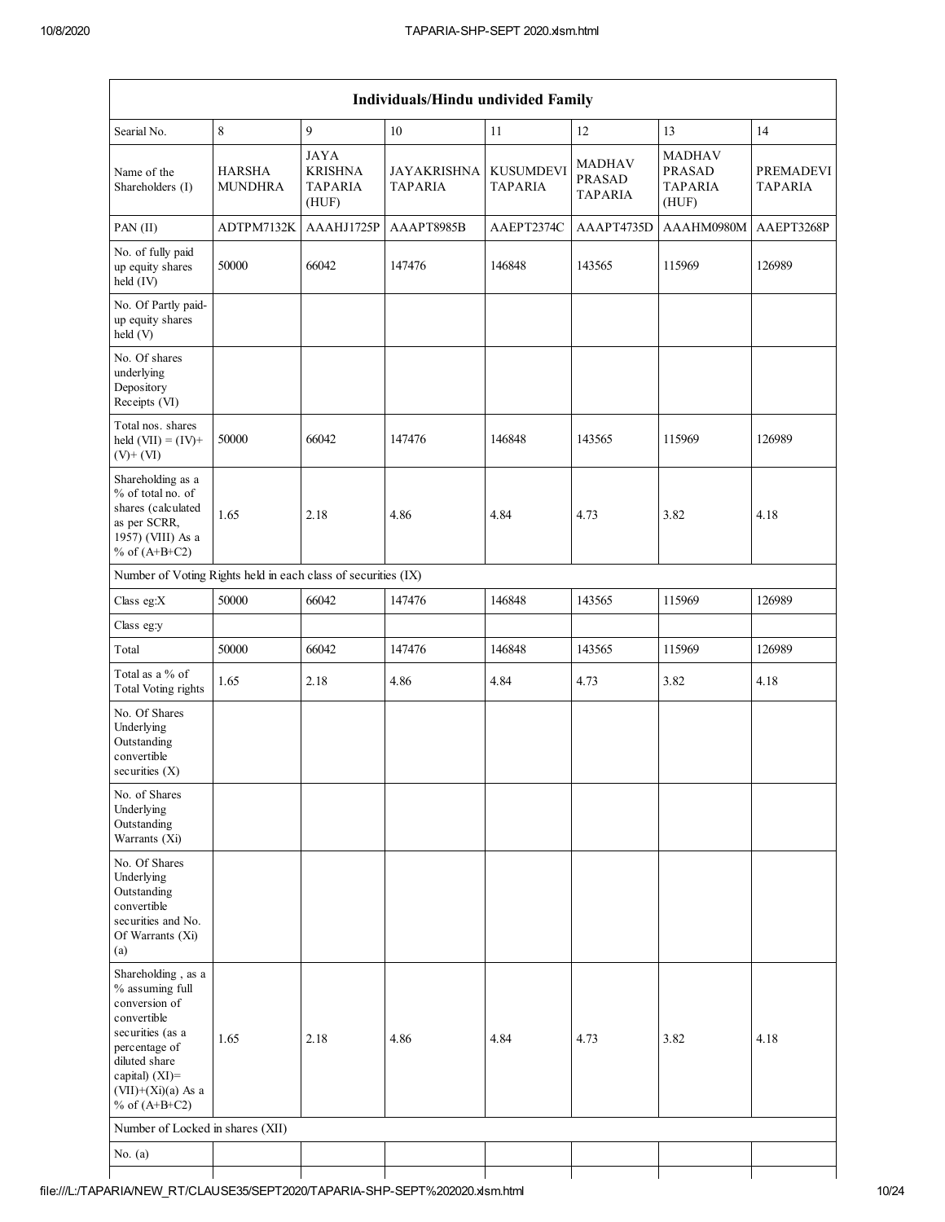| Individuals/Hindu undivided Family | | | | | | | |
|---|---|---|---|---|---|---|---|
| Searial No. | 8 | 9 | 10 | 11 | 12 | 13 | 14 |
| Name of the Shareholders (I) | HARSHA MUNDHRA | JAYA KRISHNA TAPARIA (HUF) | JAYAKRISHNA TAPARIA | KUSUMDEVI TAPARIA | MADHAV PRASAD TAPARIA | MADHAV PRASAD TAPARIA (HUF) | PREMADEVI TAPARIA |
| PAN (II) | ADTPM7132K | AAAHJ1725P | AAAPT8985B | AAEPT2374C | AAAPT4735D | AAAHM0980M | AAEPT3268P |
| No. of fully paid up equity shares held (IV) | 50000 | 66042 | 147476 | 146848 | 143565 | 115969 | 126989 |
| No. Of Partly paid-up equity shares held (V) | | | | | | | |
| No. Of shares underlying Depository Receipts (VI) | | | | | | | |
| Total nos. shares held (VII) = (IV)+ (V)+ (VI) | 50000 | 66042 | 147476 | 146848 | 143565 | 115969 | 126989 |
| Shareholding as a % of total no. of shares (calculated as per SCRR, 1957) (VIII) As a % of (A+B+C2) | 1.65 | 2.18 | 4.86 | 4.84 | 4.73 | 3.82 | 4.18 |
| Number of Voting Rights held in each class of securities (IX) | | | | | | | |
| Class eg:X | 50000 | 66042 | 147476 | 146848 | 143565 | 115969 | 126989 |
| Class eg:y | | | | | | | |
| Total | 50000 | 66042 | 147476 | 146848 | 143565 | 115969 | 126989 |
| Total as a % of Total Voting rights | 1.65 | 2.18 | 4.86 | 4.84 | 4.73 | 3.82 | 4.18 |
| No. Of Shares Underlying Outstanding convertible securities (X) | | | | | | | |
| No. of Shares Underlying Outstanding Warrants (Xi) | | | | | | | |
| No. Of Shares Underlying Outstanding convertible securities and No. Of Warrants (Xi) (a) | | | | | | | |
| Shareholding , as a % assuming full conversion of convertible securities (as a percentage of diluted share capital) (XI)= (VII)+(Xi)(a) As a % of (A+B+C2) | 1.65 | 2.18 | 4.86 | 4.84 | 4.73 | 3.82 | 4.18 |
| Number of Locked in shares (XII) | | | | | | | |
| No. (a) | | | | | | | |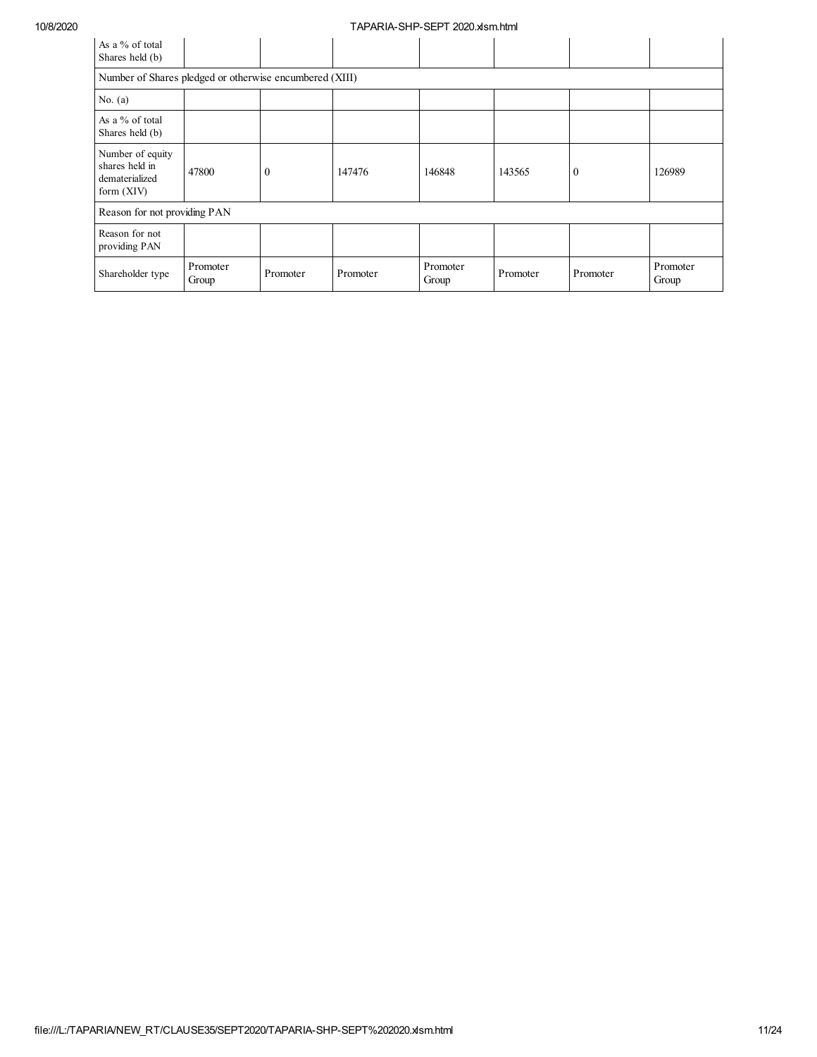| | | | | | | | |
|---|---|---|---|---|---|---|---|
| As a % of total Shares held (b) | | | | | | | |
| Number of Shares pledged or otherwise encumbered (XIII) | | | | | | | |
| No. (a) | | | | | | | |
| As a % of total Shares held (b) | | | | | | | |
| Number of equity shares held in dematerialized form (XIV) | 47800 | 0 | 147476 | 146848 | 143565 | 0 | 126989 |
| Reason for not providing PAN | | | | | | | |
| Reason for not providing PAN | | | | | | | |
| Shareholder type | Promoter Group | Promoter | Promoter | Promoter Group | Promoter | Promoter | Promoter Group |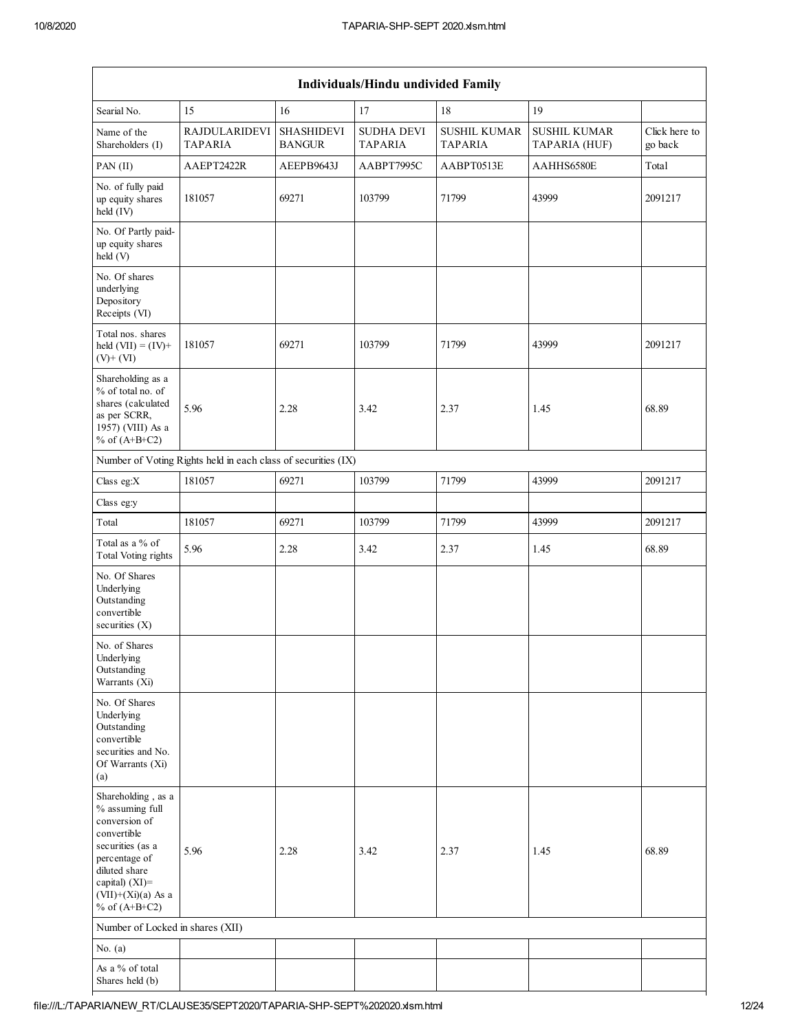| Individuals/Hindu undivided Family | | | | | | |
|---|---|---|---|---|---|---|
| Searial No. | 15 | 16 | 17 | 18 | 19 | |
| Name of the Shareholders (I) | RAJDULARIDEVI TAPARIA | SHASHIDEVI BANGUR | SUDHA DEVI TAPARIA | SUSHIL KUMAR TAPARIA | SUSHIL KUMAR TAPARIA (HUF) | Click here to go back |
| PAN (II) | AAEPT2422R | AEEPB9643J | AABPT7995C | AABPT0513E | AAHHS6580E | Total |
| No. of fully paid up equity shares held (IV) | 181057 | 69271 | 103799 | 71799 | 43999 | 2091217 |
| No. Of Partly paid-up equity shares held (V) | | | | | | |
| No. Of shares underlying Depository Receipts (VI) | | | | | | |
| Total nos. shares held (VII) = (IV)+ (V)+ (VI) | 181057 | 69271 | 103799 | 71799 | 43999 | 2091217 |
| Shareholding as a % of total no. of shares (calculated as per SCRR, 1957) (VIII) As a % of (A+B+C2) | 5.96 | 2.28 | 3.42 | 2.37 | 1.45 | 68.89 |
| Number of Voting Rights held in each class of securities (IX) | | | | | | |
| Class eg:X | 181057 | 69271 | 103799 | 71799 | 43999 | 2091217 |
| Class eg:y | | | | | | |
| Total | 181057 | 69271 | 103799 | 71799 | 43999 | 2091217 |
| Total as a % of Total Voting rights | 5.96 | 2.28 | 3.42 | 2.37 | 1.45 | 68.89 |
| No. Of Shares Underlying Outstanding convertible securities (X) | | | | | | |
| No. of Shares Underlying Outstanding Warrants (Xi) | | | | | | |
| No. Of Shares Underlying Outstanding convertible securities and No. Of Warrants (Xi) (a) | | | | | | |
| Shareholding , as a % assuming full conversion of convertible securities (as a percentage of diluted share capital) (XI)= (VII)+(Xi)(a) As a % of (A+B+C2) | 5.96 | 2.28 | 3.42 | 2.37 | 1.45 | 68.89 |
| Number of Locked in shares (XII) | | | | | | |
| No. (a) | | | | | | |
| As a % of total Shares held (b) | | | | | | |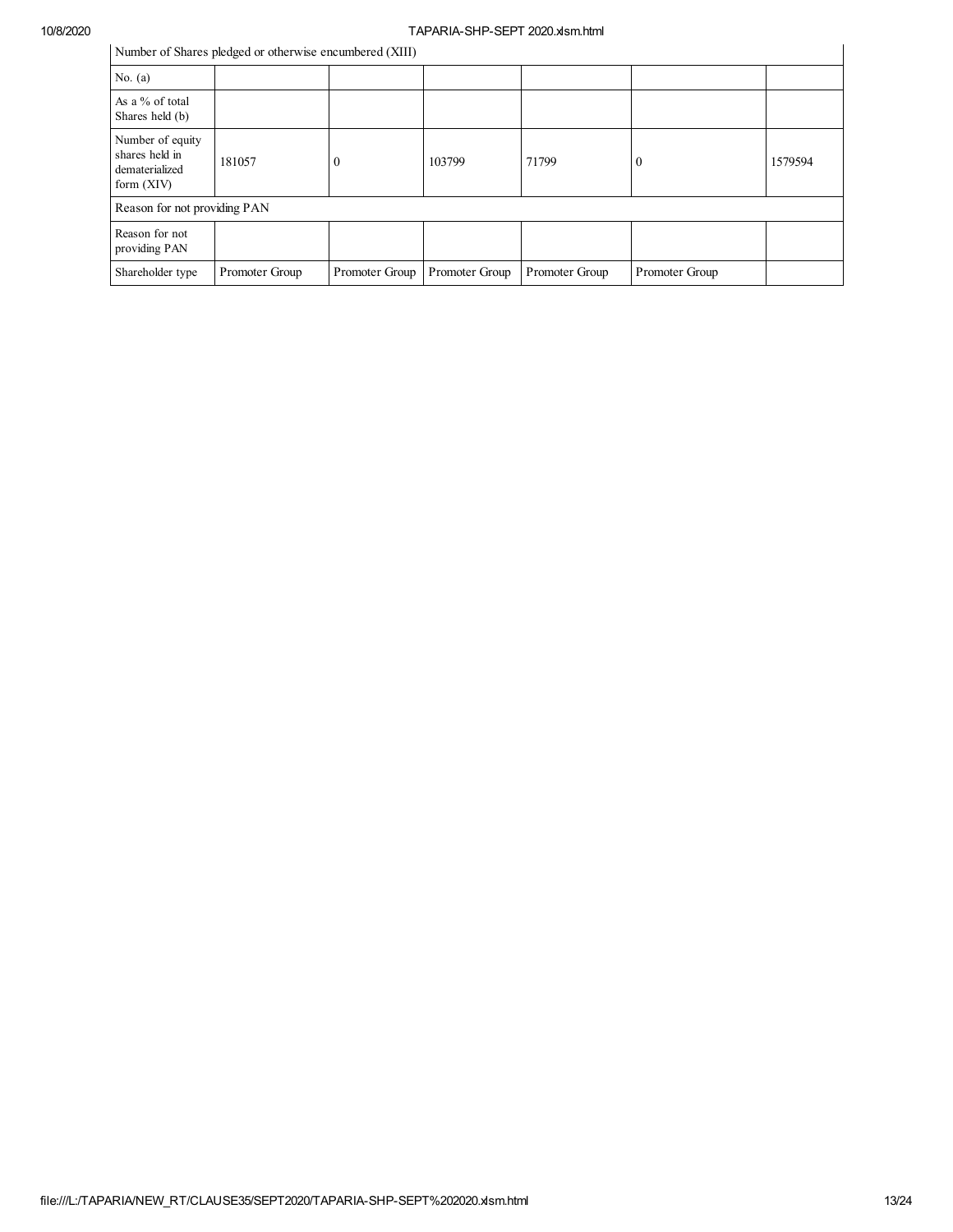| Number of Shares pledged or otherwise encumbered (XIII) | | | | | | |
|---|---|---|---|---|---|---|
| No. (a) | | | | | | |
| As a % of total Shares held (b) | | | | | | |
| Number of equity shares held in dematerialized form (XIV) | 181057 | 0 | 103799 | 71799 | 0 | 1579594 |
| Reason for not providing PAN | | | | | | |
| Reason for not providing PAN | | | | | | |
| Shareholder type | Promoter Group | Promoter Group | Promoter Group | Promoter Group | Promoter Group | |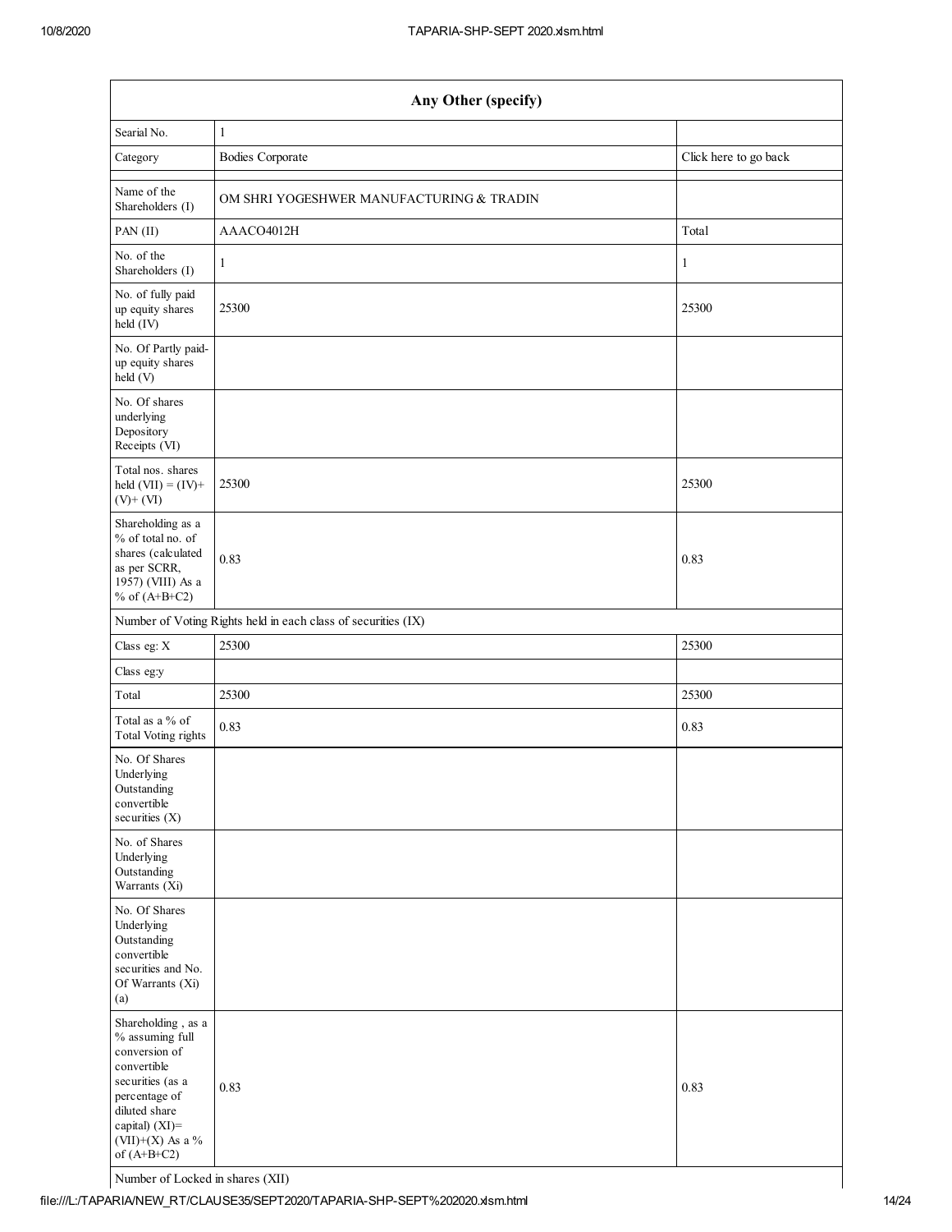| Any Other (specify) | | |
|---|---|---|
| Searial No. | 1 | |
| Category | Bodies Corporate | Click here to go back |
| | | |
| Name of the Shareholders (I) | OM SHRI YOGESHWER MANUFACTURING & TRADIN | |
| PAN (II) | AAACO4012H | Total |
| No. of the Shareholders (I) | 1 | 1 |
| No. of fully paid up equity shares held (IV) | 25300 | 25300 |
| No. Of Partly paid-up equity shares held (V) | | |
| No. Of shares underlying Depository Receipts (VI) | | |
| Total nos. shares held (VII) = (IV)+ (V)+ (VI) | 25300 | 25300 |
| Shareholding as a % of total no. of shares (calculated as per SCRR, 1957) (VIII) As a % of (A+B+C2) | 0.83 | 0.83 |
| Number of Voting Rights held in each class of securities (IX) | | |
| Class eg: X | 25300 | 25300 |
| Class eg:y | | |
| Total | 25300 | 25300 |
| Total as a % of Total Voting rights | 0.83 | 0.83 |
| No. Of Shares Underlying Outstanding convertible securities (X) | | |
| No. of Shares Underlying Outstanding Warrants (Xi) | | |
| No. Of Shares Underlying Outstanding convertible securities and No. Of Warrants (Xi) (a) | | |
| Shareholding , as a % assuming full conversion of convertible securities (as a percentage of diluted share capital) (XI)= (VII)+(X) As a % of (A+B+C2) | 0.83 | 0.83 |
| Number of Locked in shares (XII) | | |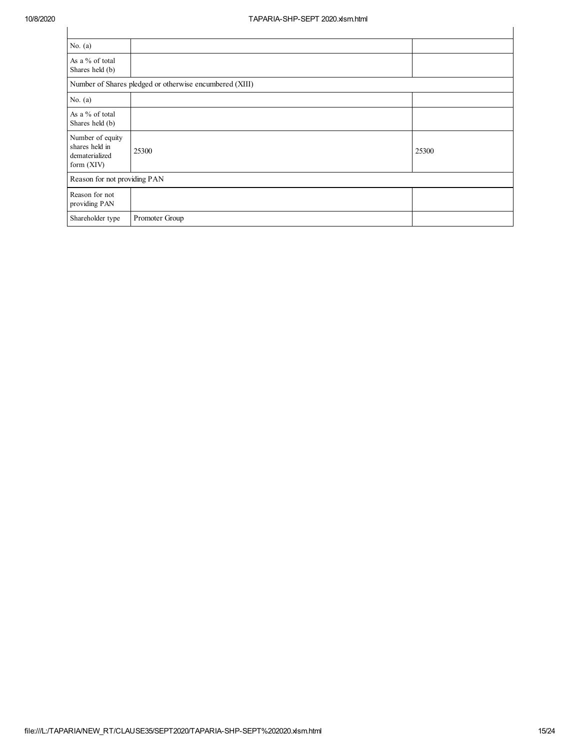| | | |
|---|---|---|
| No. (a) | | |
| As a % of total Shares held (b) | | |
| Number of Shares pledged or otherwise encumbered (XIII) | | |
| No. (a) | | |
| As a % of total Shares held (b) | | |
| Number of equity shares held in dematerialized form (XIV) | 25300 | 25300 |
| Reason for not providing PAN | | |
| Reason for not providing PAN | | |
| Shareholder type | Promoter Group | |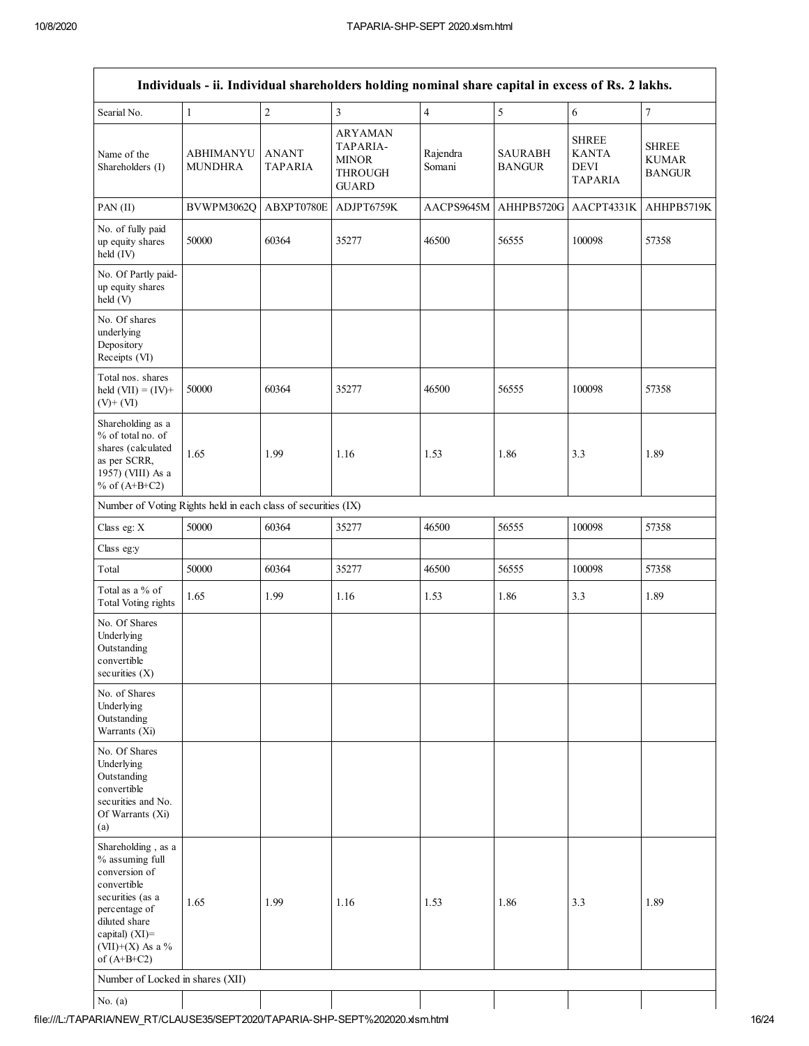| Individuals - ii. Individual shareholders holding nominal share capital in excess of Rs. 2 lakhs. | | | | | | | |
|---|---|---|---|---|---|---|---|
| Searial No. | 1 | 2 | 3 | 4 | 5 | 6 | 7 |
| Name of the Shareholders (I) | ABHIMANYU MUNDHRA | ANANT TAPARIA | ARYAMAN TAPARIA-MINOR THROUGH GUARD | Rajendra Somani | SAURABH BANGUR | SHREE KANTA DEVI TAPARIA | SHREE KUMAR BANGUR |
| PAN (II) | BVWPM3062Q | ABXPT0780E | ADJPT6759K | AACPS9645M | AHHPB5720G | AACPT4331K | AHHPB5719K |
| No. of fully paid up equity shares held (IV) | 50000 | 60364 | 35277 | 46500 | 56555 | 100098 | 57358 |
| No. Of Partly paid-up equity shares held (V) | | | | | | | |
| No. Of shares underlying Depository Receipts (VI) | | | | | | | |
| Total nos. shares held (VII) = (IV)+ (V)+ (VI) | 50000 | 60364 | 35277 | 46500 | 56555 | 100098 | 57358 |
| Shareholding as a % of total no. of shares (calculated as per SCRR, 1957) (VIII) As a % of (A+B+C2) | 1.65 | 1.99 | 1.16 | 1.53 | 1.86 | 3.3 | 1.89 |
| Number of Voting Rights held in each class of securities (IX) | | | | | | | |
| Class eg: X | 50000 | 60364 | 35277 | 46500 | 56555 | 100098 | 57358 |
| Class eg:y | | | | | | | |
| Total | 50000 | 60364 | 35277 | 46500 | 56555 | 100098 | 57358 |
| Total as a % of Total Voting rights | 1.65 | 1.99 | 1.16 | 1.53 | 1.86 | 3.3 | 1.89 |
| No. Of Shares Underlying Outstanding convertible securities (X) | | | | | | | |
| No. of Shares Underlying Outstanding Warrants (Xi) | | | | | | | |
| No. Of Shares Underlying Outstanding convertible securities and No. Of Warrants (Xi) (a) | | | | | | | |
| Shareholding , as a % assuming full conversion of convertible securities (as a percentage of diluted share capital) (XI)= (VII)+(X) As a % of (A+B+C2) | 1.65 | 1.99 | 1.16 | 1.53 | 1.86 | 3.3 | 1.89 |
| Number of Locked in shares (XII) | | | | | | | |
| No. (a) | | | | | | | |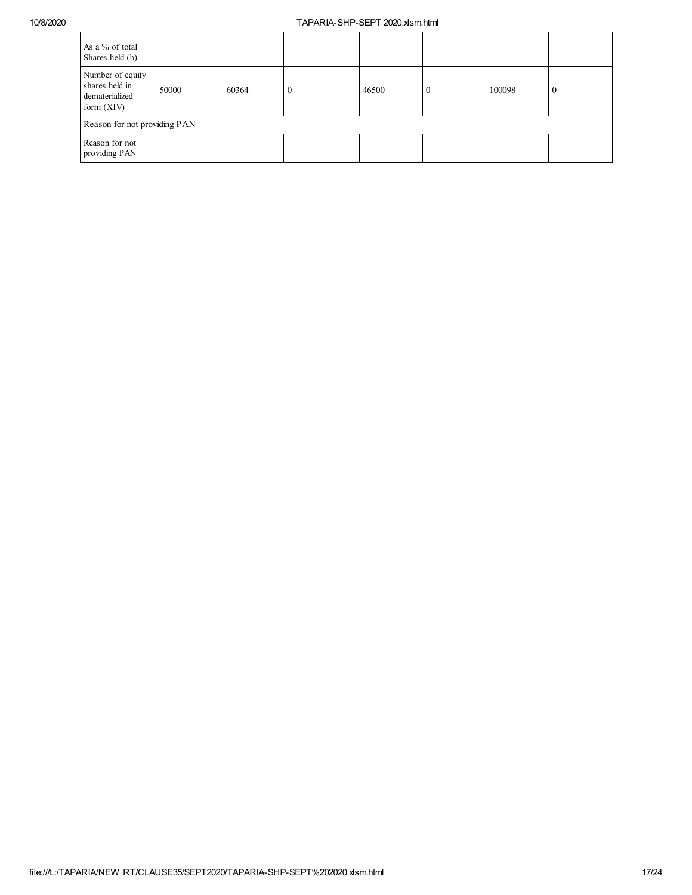| | | | | | | | |
|---|---|---|---|---|---|---|---|
| As a % of total Shares held (b) | | | | | | | |
| Number of equity shares held in dematerialized form (XIV) | 50000 | 60364 | 0 | 46500 | 0 | 100098 | 0 |
| Reason for not providing PAN | | | | | | | |
| Reason for not providing PAN | | | | | | | |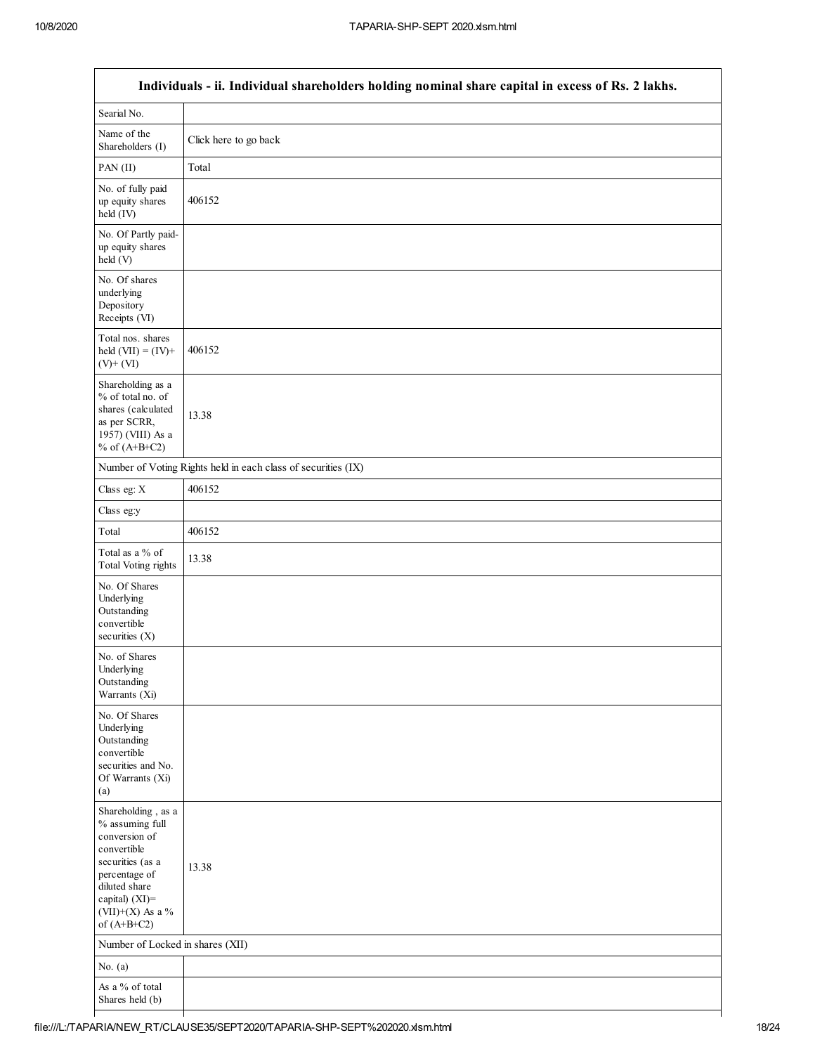| Individuals - ii. Individual shareholders holding nominal share capital in excess of Rs. 2 lakhs. | |
|---|---|
| Searial No. | |
| Name of the Shareholders (I) | Click here to go back |
| PAN (II) | Total |
| No. of fully paid up equity shares held (IV) | 406152 |
| No. Of Partly paid-up equity shares held (V) | |
| No. Of shares underlying Depository Receipts (VI) | |
| Total nos. shares held (VII) = (IV)+ (V)+ (VI) | 406152 |
| Shareholding as a % of total no. of shares (calculated as per SCRR, 1957) (VIII) As a % of (A+B+C2) | 13.38 |
| Number of Voting Rights held in each class of securities (IX) | |
| Class eg: X | 406152 |
| Class eg:y | |
| Total | 406152 |
| Total as a % of Total Voting rights | 13.38 |
| No. Of Shares Underlying Outstanding convertible securities (X) | |
| No. of Shares Underlying Outstanding Warrants (Xi) | |
| No. Of Shares Underlying Outstanding convertible securities and No. Of Warrants (Xi) (a) | |
| Shareholding , as a % assuming full conversion of convertible securities (as a percentage of diluted share capital) (XI)= (VII)+(X) As a % of (A+B+C2) | 13.38 |
| Number of Locked in shares (XII) | |
| No. (a) | |
| As a % of total Shares held (b) | |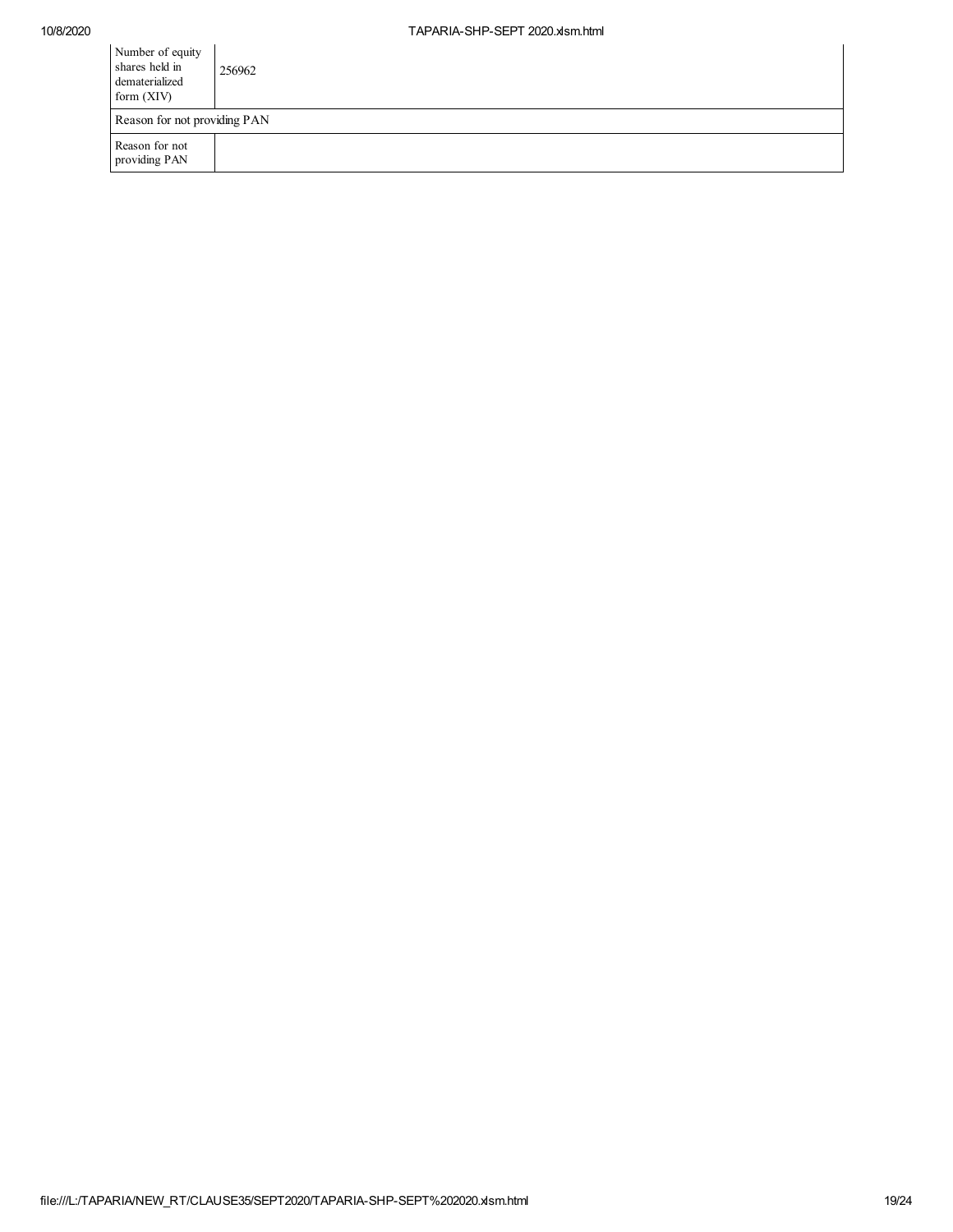| Number of equity shares held in dematerialized form (XIV) | 256962 |
|---|---|
| Reason for not providing PAN | |
| Reason for not providing PAN | |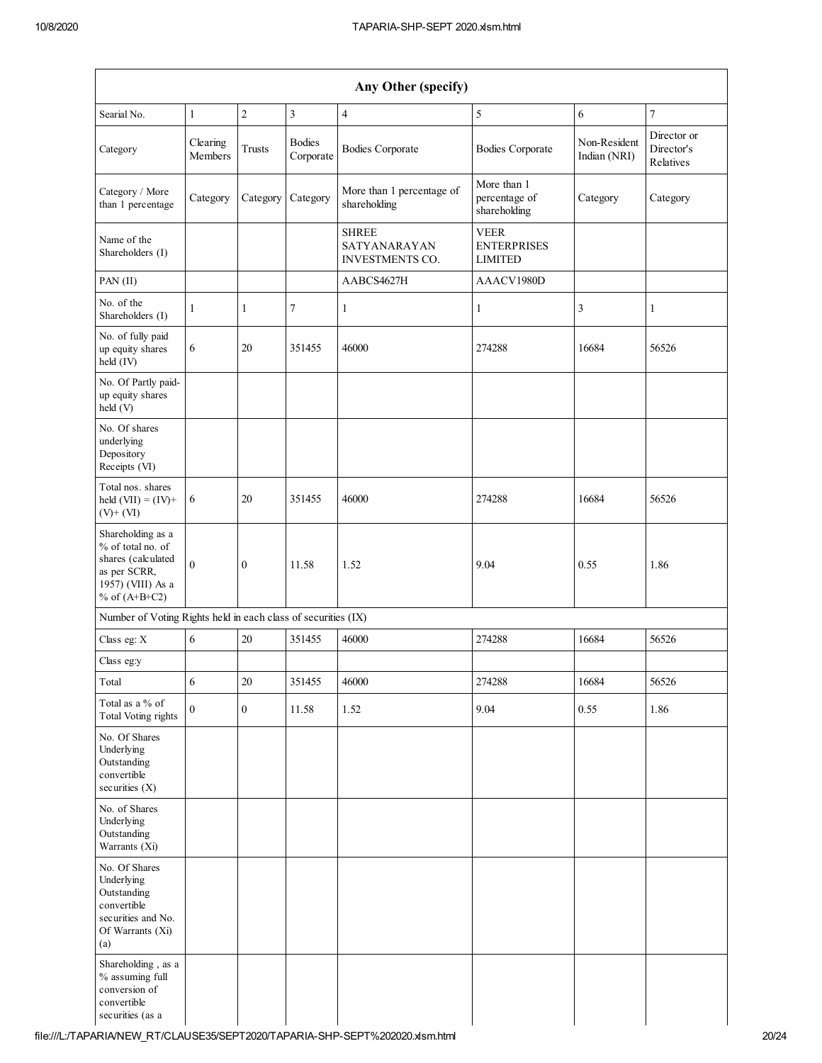| Any Other (specify) | | | | | | | |
|---|---|---|---|---|---|---|---|
| Searial No. | 1 | 2 | 3 | 4 | 5 | 6 | 7 |
| Category | Clearing Members | Trusts | Bodies Corporate | Bodies Corporate | Bodies Corporate | Non-Resident Indian (NRI) | Director or Director's Relatives |
| Category / More than 1 percentage | Category | Category | Category | More than 1 percentage of shareholding | More than 1 percentage of shareholding | Category | Category |
| Name of the Shareholders (I) | | | | SHREE SATYANARAYAN INVESTMENTS CO. | VEER ENTERPRISES LIMITED | | |
| PAN (II) | | | | AABCS4627H | AAACV1980D | | |
| No. of the Shareholders (I) | 1 | 1 | 7 | 1 | 1 | 3 | 1 |
| No. of fully paid up equity shares held (IV) | 6 | 20 | 351455 | 46000 | 274288 | 16684 | 56526 |
| No. Of Partly paid-up equity shares held (V) | | | | | | | |
| No. Of shares underlying Depository Receipts (VI) | | | | | | | |
| Total nos. shares held (VII) = (IV)+ (V)+ (VI) | 6 | 20 | 351455 | 46000 | 274288 | 16684 | 56526 |
| Shareholding as a % of total no. of shares (calculated as per SCRR, 1957) (VIII) As a % of (A+B+C2) | 0 | 0 | 11.58 | 1.52 | 9.04 | 0.55 | 1.86 |
| Number of Voting Rights held in each class of securities (IX) | | | | | | | |
| Class eg: X | 6 | 20 | 351455 | 46000 | 274288 | 16684 | 56526 |
| Class eg:y | | | | | | | |
| Total | 6 | 20 | 351455 | 46000 | 274288 | 16684 | 56526 |
| Total as a % of Total Voting rights | 0 | 0 | 11.58 | 1.52 | 9.04 | 0.55 | 1.86 |
| No. Of Shares Underlying Outstanding convertible securities (X) | | | | | | | |
| No. of Shares Underlying Outstanding Warrants (Xi) | | | | | | | |
| No. Of Shares Underlying Outstanding convertible securities and No. Of Warrants (Xi) (a) | | | | | | | |
| Shareholding , as a % assuming full conversion of convertible securities (as a | | | | | | | |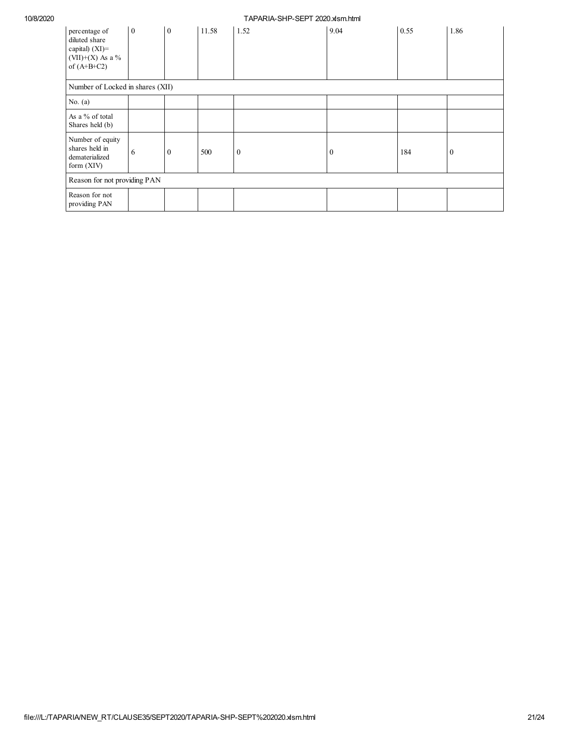| percentage of diluted share capital) (XI)= (VII)+(X) As a % of (A+B+C2) | 0 | 0 | 11.58 | 1.52 | 9.04 | 0.55 | 1.86 |
|---|---|---|---|---|---|---|---|
| Number of Locked in shares (XII) | | | | | | | |
| No. (a) | | | | | | | |
| As a % of total Shares held (b) | | | | | | | |
| Number of equity shares held in dematerialized form (XIV) | 6 | 0 | 500 | 0 | 0 | 184 | 0 |
| Reason for not providing PAN | | | | | | | |
| Reason for not providing PAN | | | | | | | |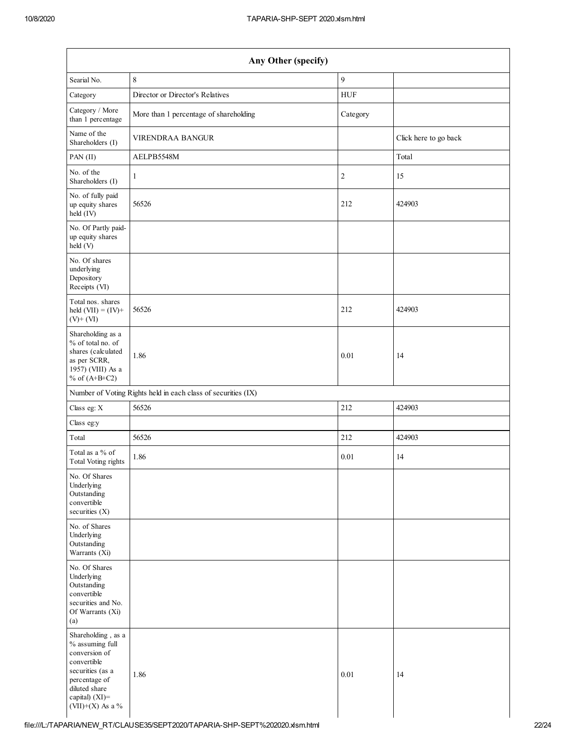| Any Other (specify) | | | |
|---|---|---|---|
| Searial No. | 8 | 9 | |
| Category | Director or Director's Relatives | HUF | |
| Category / More than 1 percentage | More than 1 percentage of shareholding | Category | |
| Name of the Shareholders (I) | VIRENDRAA BANGUR | | Click here to go back |
| PAN (II) | AELPB5548M | | Total |
| No. of the Shareholders (I) | 1 | 2 | 15 |
| No. of fully paid up equity shares held (IV) | 56526 | 212 | 424903 |
| No. Of Partly paid-up equity shares held (V) | | | |
| No. Of shares underlying Depository Receipts (VI) | | | |
| Total nos. shares held (VII) = (IV)+ (V)+ (VI) | 56526 | 212 | 424903 |
| Shareholding as a % of total no. of shares (calculated as per SCRR, 1957) (VIII) As a % of (A+B+C2) | 1.86 | 0.01 | 14 |
| Number of Voting Rights held in each class of securities (IX) | | | |
| Class eg: X | 56526 | 212 | 424903 |
| Class eg:y | | | |
| Total | 56526 | 212 | 424903 |
| Total as a % of Total Voting rights | 1.86 | 0.01 | 14 |
| No. Of Shares Underlying Outstanding convertible securities (X) | | | |
| No. of Shares Underlying Outstanding Warrants (Xi) | | | |
| No. Of Shares Underlying Outstanding convertible securities and No. Of Warrants (Xi) (a) | | | |
| Shareholding , as a % assuming full conversion of convertible securities (as a percentage of diluted share capital) (XI)= (VII)+(X) As a % | 1.86 | 0.01 | 14 |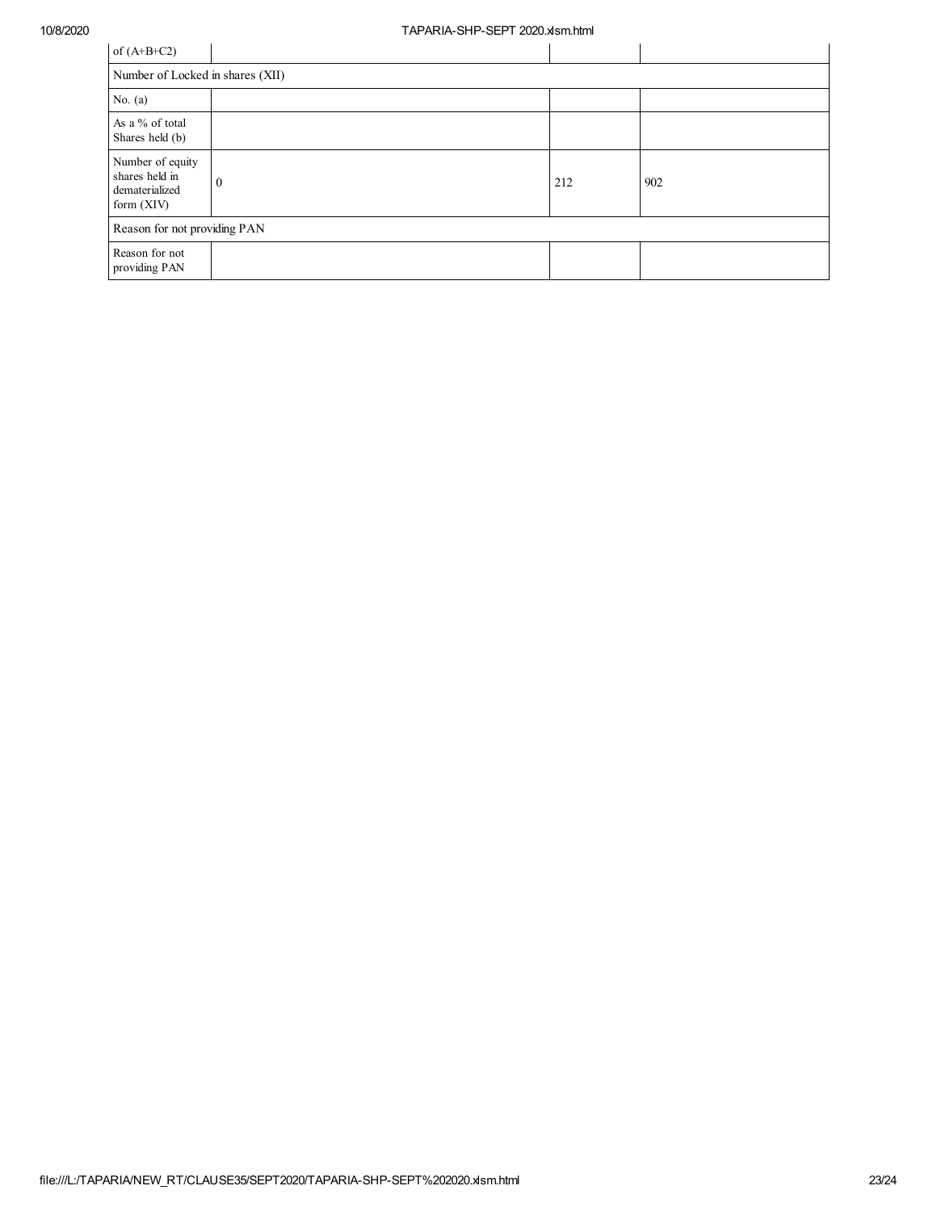| of (A+B+C2) | | | |
|---|---|---|---|
| Number of Locked in shares (XII) | | | |
| No. (a) | | | |
| As a % of total Shares held (b) | | | |
| Number of equity shares held in dematerialized form (XIV) | 0 | 212 | 902 |
| Reason for not providing PAN | | | |
| Reason for not providing PAN | | | |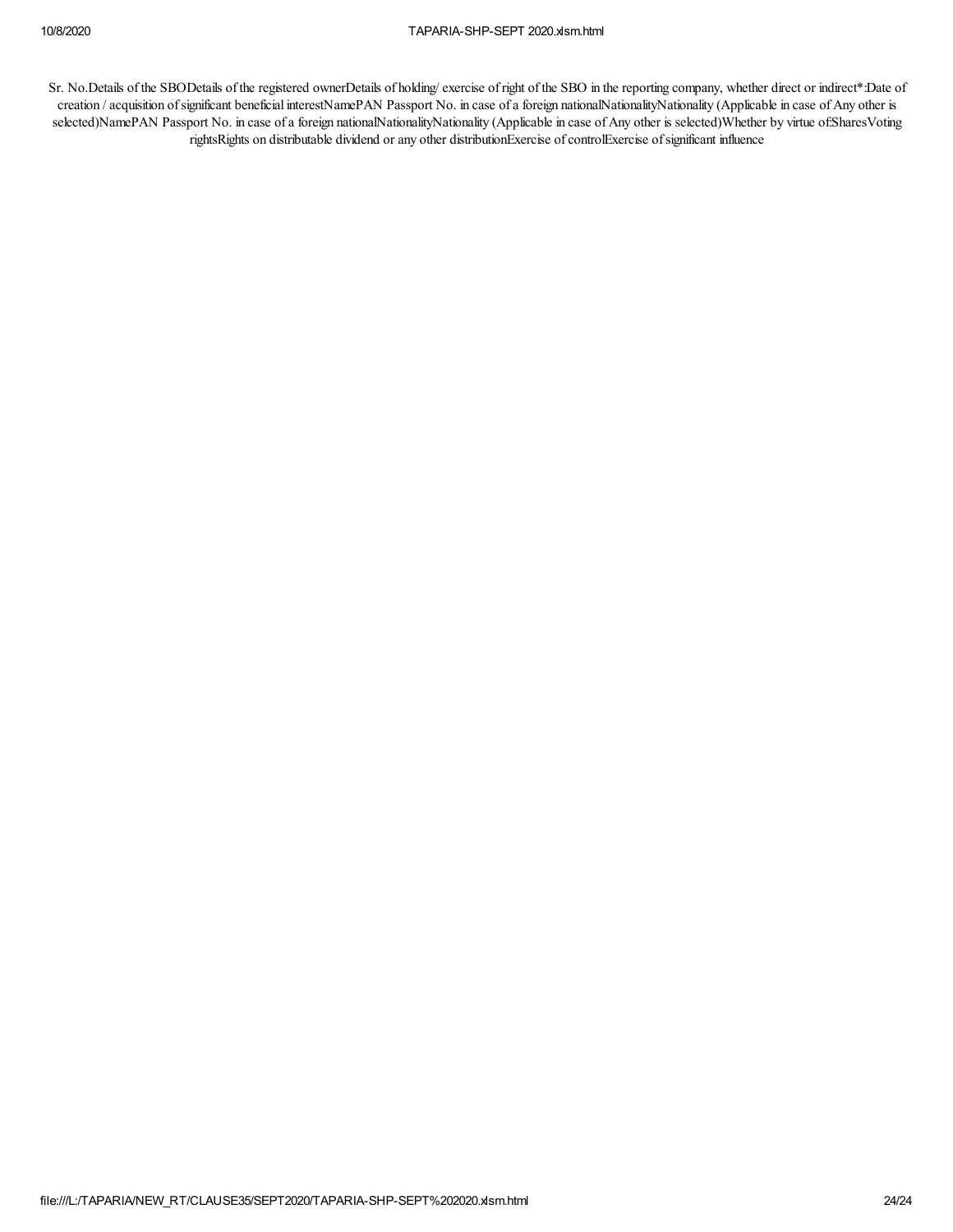Sr. No.Details of the SBODetails of the registered ownerDetails of holding/ exercise of right of the SBO in the reporting company, whether direct or indirect*:Date of creation / acquisition of significant beneficial interestNamePAN Passport No. in case of a foreign nationalNationalityNationality (Applicable in case of Any other is selected)NamePAN Passport No. in case of a foreign nationalNationalityNationality (Applicable in case of Any other is selected)Whether by virtue of:SharesVoting rightsRights on distributable dividend or any other distributionExercise of controlExercise of significant influence